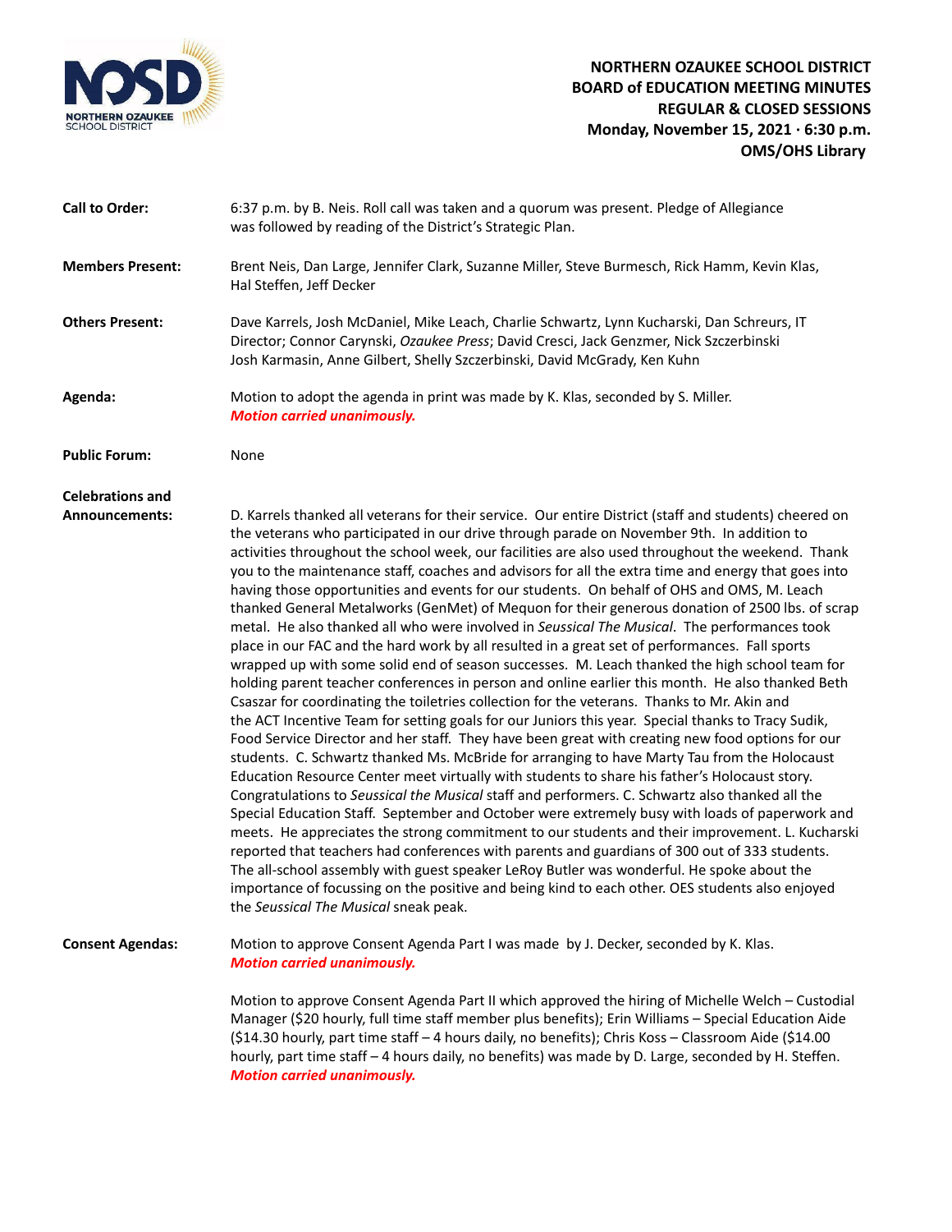**NORTHERN OZAUKEE SCHOOL DISTRICT**
**BOARD of EDUCATION MEETING MINUTES**
**REGULAR & CLOSED SESSIONS**
**Monday, November 15, 2021 · 6:30 p.m.**
**OMS/OHS Library**

**Call to Order:** 6:37 p.m. by B. Neis. Roll call was taken and a quorum was present. Pledge of Allegiance was followed by reading of the District's Strategic Plan.

**Members Present:** Brent Neis, Dan Large, Jennifer Clark, Suzanne Miller, Steve Burmesch, Rick Hamm, Kevin Klas, Hal Steffen, Jeff Decker

**Others Present:** Dave Karrels, Josh McDaniel, Mike Leach, Charlie Schwartz, Lynn Kucharski, Dan Schreurs, IT Director; Connor Carynski, *Ozaukee Press*; David Cresci, Jack Genzmer, Nick Szczerbinski Josh Karmasin, Anne Gilbert, Shelly Szczerbinski, David McGrady, Ken Kuhn

**Agenda:** Motion to adopt the agenda in print was made by K. Klas, seconded by S. Miller.
***Motion carried unanimously.***

**Public Forum:** None

**Celebrations and Announcements:** D. Karrels thanked all veterans for their service. Our entire District (staff and students) cheered on the veterans who participated in our drive through parade on November 9th. In addition to activities throughout the school week, our facilities are also used throughout the weekend. Thank you to the maintenance staff, coaches and advisors for all the extra time and energy that goes into having those opportunities and events for our students. On behalf of OHS and OMS, M. Leach thanked General Metalworks (GenMet) of Mequon for their generous donation of 2500 lbs. of scrap metal. He also thanked all who were involved in *Seussical The Musical*. The performances took place in our FAC and the hard work by all resulted in a great set of performances. Fall sports wrapped up with some solid end of season successes. M. Leach thanked the high school team for holding parent teacher conferences in person and online earlier this month. He also thanked Beth Csaszar for coordinating the toiletries collection for the veterans. Thanks to Mr. Akin and the ACT Incentive Team for setting goals for our Juniors this year. Special thanks to Tracy Sudik, Food Service Director and her staff. They have been great with creating new food options for our students. C. Schwartz thanked Ms. McBride for arranging to have Marty Tau from the Holocaust Education Resource Center meet virtually with students to share his father's Holocaust story. Congratulations to *Seussical the Musical* staff and performers. C. Schwartz also thanked all the Special Education Staff. September and October were extremely busy with loads of paperwork and meets. He appreciates the strong commitment to our students and their improvement. L. Kucharski reported that teachers had conferences with parents and guardians of 300 out of 333 students. The all-school assembly with guest speaker LeRoy Butler was wonderful. He spoke about the importance of focussing on the positive and being kind to each other. OES students also enjoyed the *Seussical The Musical* sneak peak.

**Consent Agendas:** Motion to approve Consent Agenda Part I was made by J. Decker, seconded by K. Klas.
***Motion carried unanimously.***

Motion to approve Consent Agenda Part II which approved the hiring of Michelle Welch – Custodial Manager ($20 hourly, full time staff member plus benefits); Erin Williams – Special Education Aide ($14.30 hourly, part time staff – 4 hours daily, no benefits); Chris Koss – Classroom Aide ($14.00 hourly, part time staff – 4 hours daily, no benefits) was made by D. Large, seconded by H. Steffen.
***Motion carried unanimously.***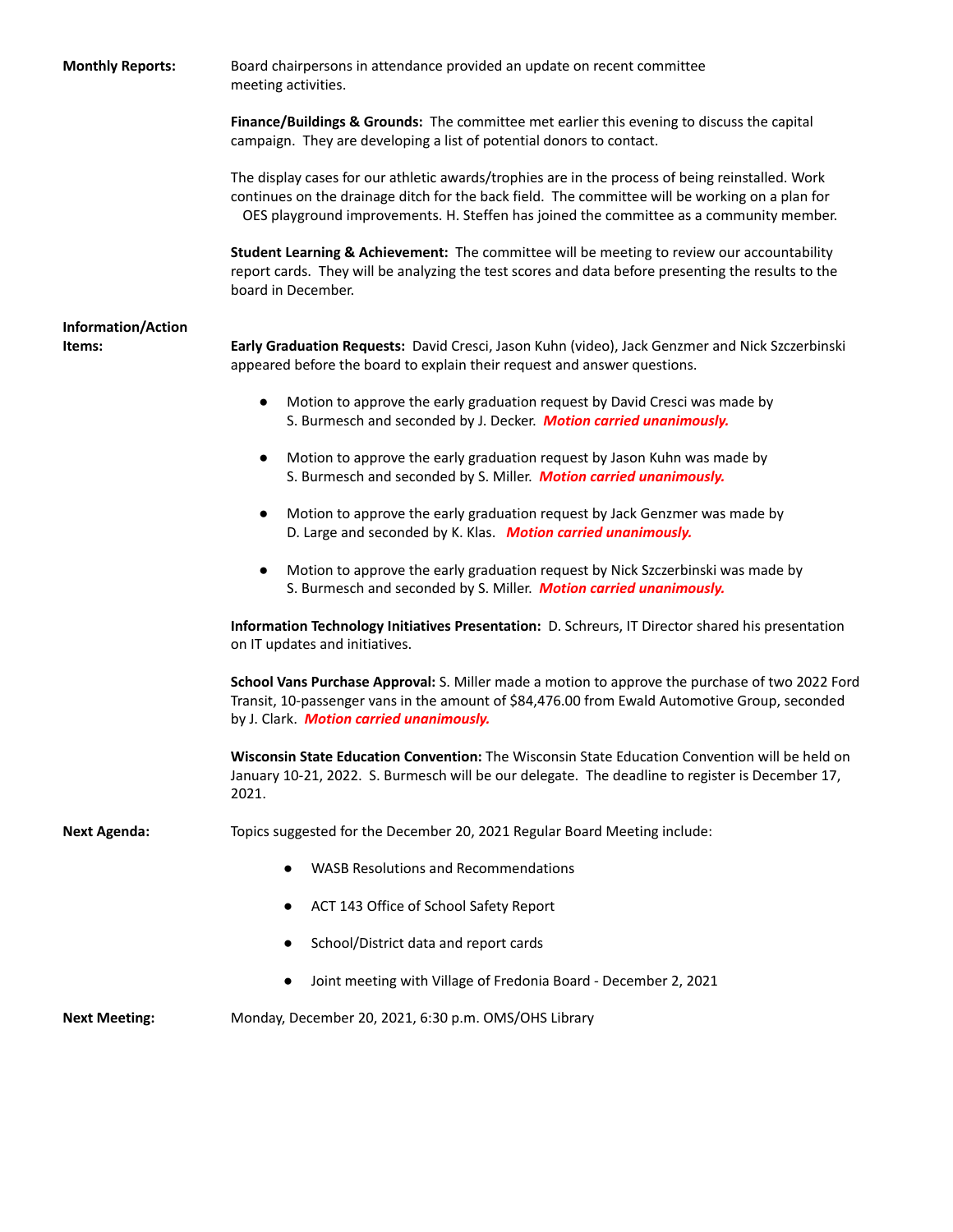**Monthly Reports:** Board chairpersons in attendance provided an update on recent committee meeting activities.

**Finance/Buildings & Grounds:** The committee met earlier this evening to discuss the capital campaign. They are developing a list of potential donors to contact.

The display cases for our athletic awards/trophies are in the process of being reinstalled. Work continues on the drainage ditch for the back field. The committee will be working on a plan for OES playground improvements. H. Steffen has joined the committee as a community member.

**Student Learning & Achievement:** The committee will be meeting to review our accountability report cards. They will be analyzing the test scores and data before presenting the results to the board in December.

**Information/Action Items:**

**Early Graduation Requests:** David Cresci, Jason Kuhn (video), Jack Genzmer and Nick Szczerbinski appeared before the board to explain their request and answer questions.

- Motion to approve the early graduation request by David Cresci was made by S. Burmesch and seconded by J. Decker. ***Motion carried unanimously.***
- Motion to approve the early graduation request by Jason Kuhn was made by S. Burmesch and seconded by S. Miller. ***Motion carried unanimously.***
- Motion to approve the early graduation request by Jack Genzmer was made by D. Large and seconded by K. Klas. ***Motion carried unanimously.***
- Motion to approve the early graduation request by Nick Szczerbinski was made by S. Burmesch and seconded by S. Miller. ***Motion carried unanimously.***

**Information Technology Initiatives Presentation:** D. Schreurs, IT Director shared his presentation on IT updates and initiatives.

**School Vans Purchase Approval:** S. Miller made a motion to approve the purchase of two 2022 Ford Transit, 10-passenger vans in the amount of $84,476.00 from Ewald Automotive Group, seconded by J. Clark. ***Motion carried unanimously.***

**Wisconsin State Education Convention:** The Wisconsin State Education Convention will be held on January 10-21, 2022. S. Burmesch will be our delegate. The deadline to register is December 17, 2021.

**Next Agenda:** Topics suggested for the December 20, 2021 Regular Board Meeting include:

- WASB Resolutions and Recommendations
- ACT 143 Office of School Safety Report
- School/District data and report cards
- Joint meeting with Village of Fredonia Board - December 2, 2021

**Next Meeting:** Monday, December 20, 2021, 6:30 p.m. OMS/OHS Library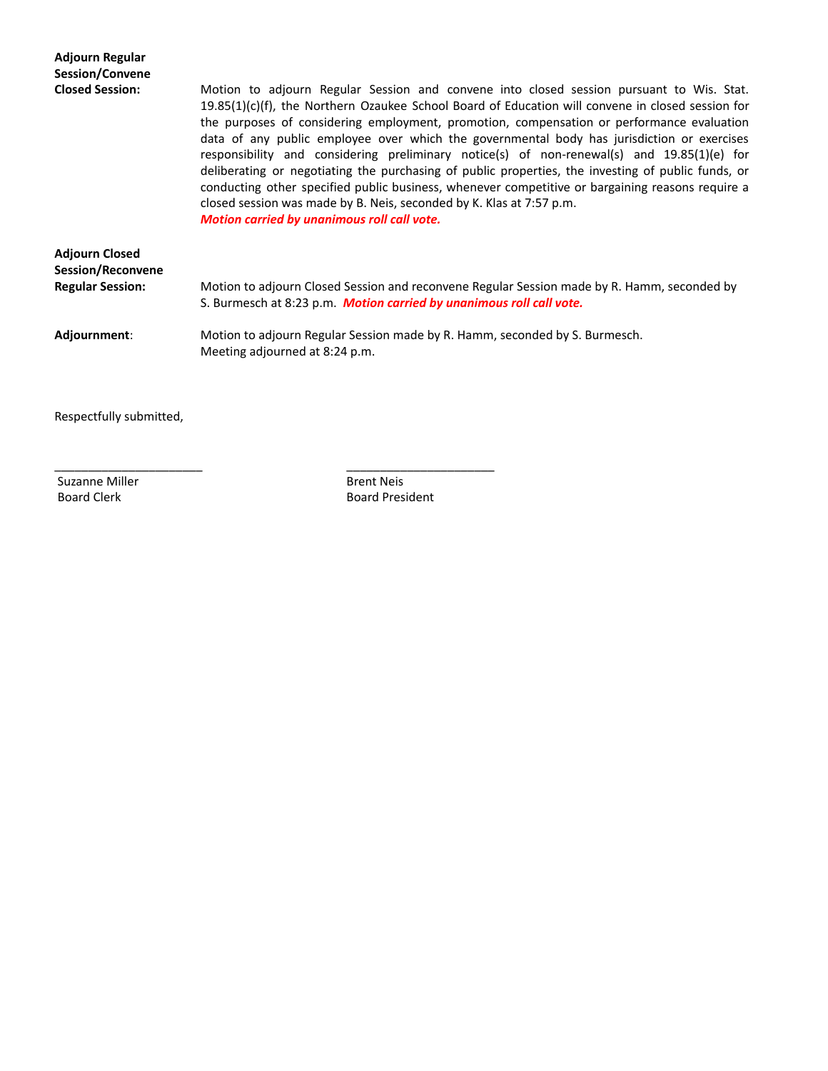**Adjourn Regular Session/Convene Closed Session:** Motion to adjourn Regular Session and convene into closed session pursuant to Wis. Stat. 19.85(1)(c)(f), the Northern Ozaukee School Board of Education will convene in closed session for the purposes of considering employment, promotion, compensation or performance evaluation data of any public employee over which the governmental body has jurisdiction or exercises responsibility and considering preliminary notice(s) of non-renewal(s) and 19.85(1)(e) for deliberating or negotiating the purchasing of public properties, the investing of public funds, or conducting other specified public business, whenever competitive or bargaining reasons require a closed session was made by B. Neis, seconded by K. Klas at 7:57 p.m.
***Motion carried by unanimous roll call vote.***

**Adjourn Closed Session/Reconvene Regular Session:** Motion to adjourn Closed Session and reconvene Regular Session made by R. Hamm, seconded by S. Burmesch at 8:23 p.m. ***Motion carried by unanimous roll call vote.***

**Adjournment**: Motion to adjourn Regular Session made by R. Hamm, seconded by S. Burmesch.
Meeting adjourned at 8:24 p.m.

Respectfully submitted,

______________________

Suzanne Miller
Board Clerk

______________________

Brent Neis
Board President